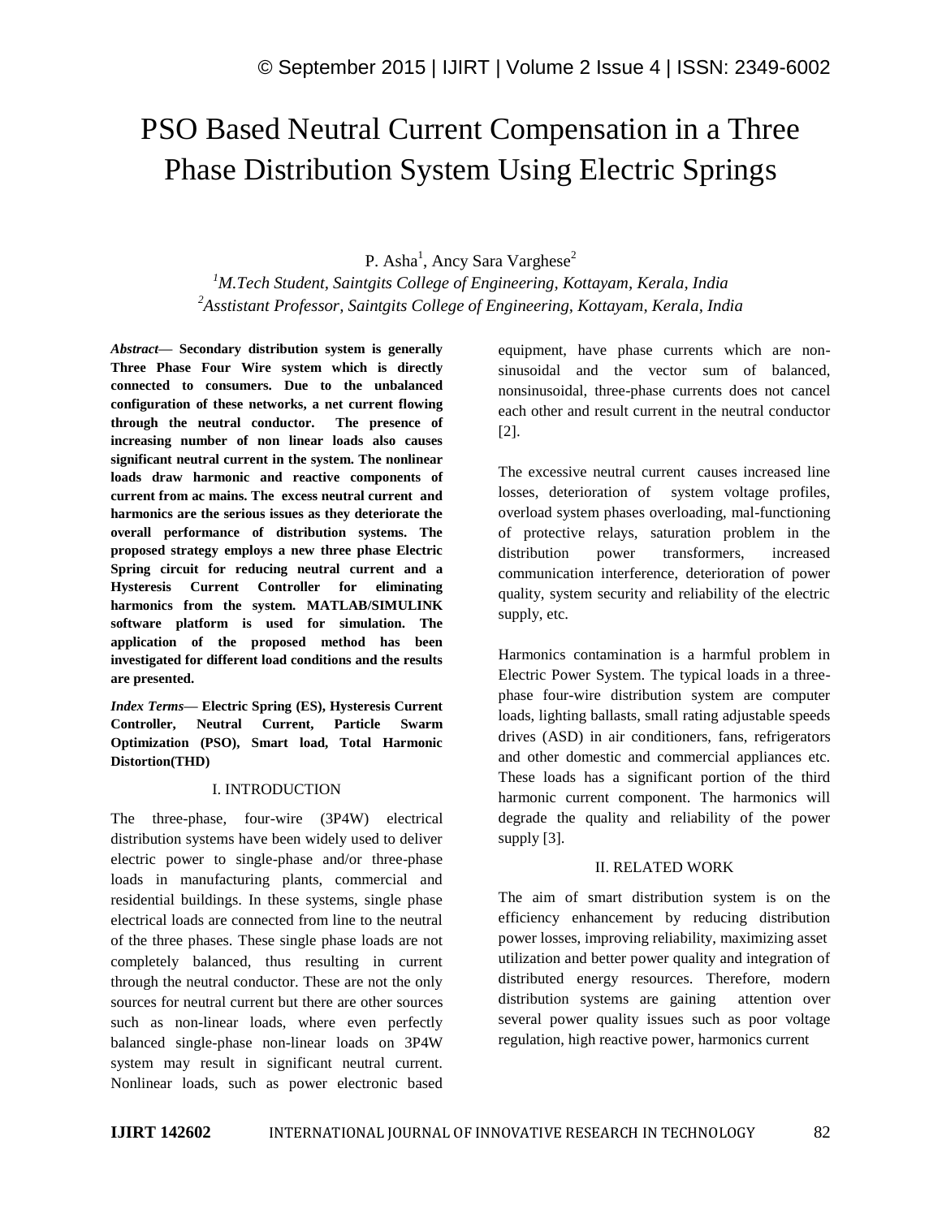# PSO Based Neutral Current Compensation in a Three Phase Distribution System Using Electric Springs

P. Asha[1], Ancy Sara Varghese[2]

[1]*M.Tech Student, Saintgits College of Engineering, Kottayam, Kerala, India*

[2]*Asstistant Professor, Saintgits College of Engineering, Kottayam, Kerala, India*

***Abstract*— Secondary distribution system is generally Three Phase Four Wire system which is directly connected to consumers. Due to the unbalanced configuration of these networks, a net current flowing through the neutral conductor. The presence of increasing number of non linear loads also causes significant neutral current in the system. The nonlinear loads draw harmonic and reactive components of current from ac mains. The excess neutral current and harmonics are the serious issues as they deteriorate the overall performance of distribution systems. The proposed strategy employs a new three phase Electric Spring circuit for reducing neutral current and a Hysteresis Current Controller for eliminating harmonics from the system. MATLAB/SIMULINK software platform is used for simulation. The application of the proposed method has been investigated for different load conditions and the results are presented.**

***Index Terms*— Electric Spring (ES), Hysteresis Current Controller, Neutral Current, Particle Swarm Optimization (PSO), Smart load, Total Harmonic Distortion(THD)**

## I. INTRODUCTION

The three-phase, four-wire (3P4W) electrical distribution systems have been widely used to deliver electric power to single-phase and/or three-phase loads in manufacturing plants, commercial and residential buildings. In these systems, single phase electrical loads are connected from line to the neutral of the three phases. These single phase loads are not completely balanced, thus resulting in current through the neutral conductor. These are not the only sources for neutral current but there are other sources such as non-linear loads, where even perfectly balanced single-phase non-linear loads on 3P4W system may result in significant neutral current. Nonlinear loads, such as power electronic based equipment, have phase currents which are non-sinusoidal and the vector sum of balanced, nonsinusoidal, three-phase currents does not cancel each other and result current in the neutral conductor [2].

The excessive neutral current causes increased line losses, deterioration of system voltage profiles, overload system phases overloading, mal-functioning of protective relays, saturation problem in the distribution power transformers, increased communication interference, deterioration of power quality, system security and reliability of the electric supply, etc.

Harmonics contamination is a harmful problem in Electric Power System. The typical loads in a three-phase four-wire distribution system are computer loads, lighting ballasts, small rating adjustable speeds drives (ASD) in air conditioners, fans, refrigerators and other domestic and commercial appliances etc. These loads has a significant portion of the third harmonic current component. The harmonics will degrade the quality and reliability of the power supply [3].

## II. RELATED WORK

The aim of smart distribution system is on the efficiency enhancement by reducing distribution power losses, improving reliability, maximizing asset utilization and better power quality and integration of distributed energy resources. Therefore, modern distribution systems are gaining attention over several power quality issues such as poor voltage regulation, high reactive power, harmonics current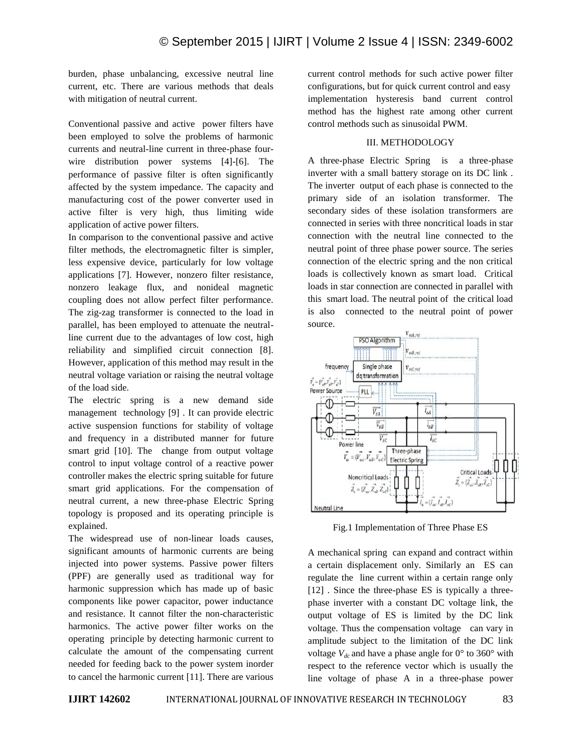burden, phase unbalancing, excessive neutral line current, etc. There are various methods that deals with mitigation of neutral current.

Conventional passive and active power filters have been employed to solve the problems of harmonic currents and neutral-line current in three-phase four-wire distribution power systems [4]-[6]. The performance of passive filter is often significantly affected by the system impedance. The capacity and manufacturing cost of the power converter used in active filter is very high, thus limiting wide application of active power filters.

In comparison to the conventional passive and active filter methods, the electromagnetic filter is simpler, less expensive device, particularly for low voltage applications [7]. However, nonzero filter resistance, nonzero leakage flux, and nonideal magnetic coupling does not allow perfect filter performance. The zig-zag transformer is connected to the load in parallel, has been employed to attenuate the neutral-line current due to the advantages of low cost, high reliability and simplified circuit connection [8]. However, application of this method may result in the neutral voltage variation or raising the neutral voltage of the load side.

The electric spring is a new demand side management technology [9] . It can provide electric active suspension functions for stability of voltage and frequency in a distributed manner for future smart grid [10]. The change from output voltage control to input voltage control of a reactive power controller makes the electric spring suitable for future smart grid applications. For the compensation of neutral current, a new three-phase Electric Spring topology is proposed and its operating principle is explained.

The widespread use of non-linear loads causes, significant amounts of harmonic currents are being injected into power systems. Passive power filters (PPF) are generally used as traditional way for harmonic suppression which has made up of basic components like power capacitor, power inductance and resistance. It cannot filter the non-characteristic harmonics. The active power filter works on the operating principle by detecting harmonic current to calculate the amount of the compensating current needed for feeding back to the power system inorder to cancel the harmonic current [11]. There are various current control methods for such active power filter configurations, but for quick current control and easy implementation hysteresis band current control method has the highest rate among other current control methods such as sinusoidal PWM.

## III. METHODOLOGY

A three-phase Electric Spring is a three-phase inverter with a small battery storage on its DC link . The inverter output of each phase is connected to the primary side of an isolation transformer. The secondary sides of these isolation transformers are connected in series with three noncritical loads in star connection with the neutral line connected to the neutral point of three phase power source. The series connection of the electric spring and the non critical loads is collectively known as smart load. Critical loads in star connection are connected in parallel with this smart load. The neutral point of the critical load is also connected to the neutral point of power source.

Fig.1 Implementation of Three Phase ES

A mechanical spring can expand and contract within a certain displacement only. Similarly an ES can regulate the line current within a certain range only [12] . Since the three-phase ES is typically a three-phase inverter with a constant DC voltage link, the output voltage of ES is limited by the DC link voltage. Thus the compensation voltage can vary in amplitude subject to the limitation of the DC link voltage $V_{dc}$ and have a phase angle for 0° to 360° with respect to the reference vector which is usually the line voltage of phase A in a three-phase power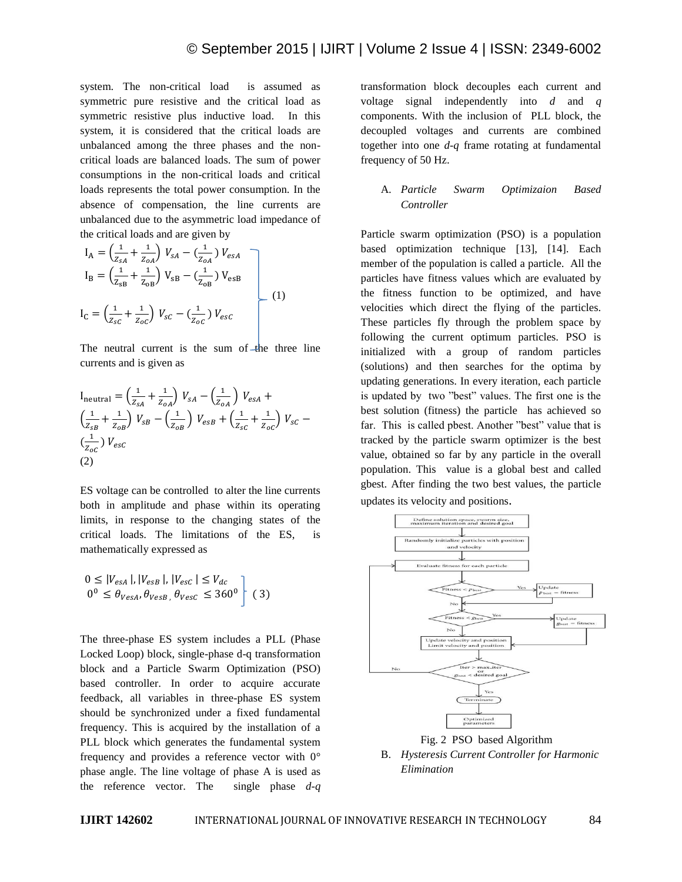system. The non-critical load is assumed as symmetric pure resistive and the critical load as symmetric resistive plus inductive load. In this system, it is considered that the critical loads are unbalanced among the three phases and the non-critical loads are balanced loads. The sum of power consumptions in the non-critical loads and critical loads represents the total power consumption. In the absence of compensation, the line currents are unbalanced due to the asymmetric load impedance of the critical loads and are given by

$$\left.\begin{aligned} I_A &= \left(\frac{1}{Z_{sA}} + \frac{1}{Z_{oA}}\right) V_{sA} - \left(\frac{1}{Z_{oA}}\right) V_{esA} \\ I_B &= \left(\frac{1}{Z_{sB}} + \frac{1}{Z_{oB}}\right) V_{sB} - \left(\frac{1}{Z_{oB}}\right) V_{esB} \\ I_C &= \left(\frac{1}{Z_{sC}} + \frac{1}{Z_{oC}}\right) V_{sC} - \left(\frac{1}{Z_{oC}}\right) V_{esC} \end{aligned}\right\} \quad (1)$$

The neutral current is the sum of the three line currents and is given as

$$I_{neutral} = \left(\frac{1}{Z_{sA}} + \frac{1}{Z_{oA}}\right) V_{sA} - \left(\frac{1}{Z_{oA}}\right) V_{esA} + \left(\frac{1}{Z_{sB}} + \frac{1}{Z_{oB}}\right) V_{sB} - \left(\frac{1}{Z_{oB}}\right) V_{esB} + \left(\frac{1}{Z_{sC}} + \frac{1}{Z_{oC}}\right) V_{sC} - \left(\frac{1}{Z_{oC}}\right) V_{esC} \quad (2)$$

ES voltage can be controlled to alter the line currents both in amplitude and phase within its operating limits, in response to the changing states of the critical loads. The limitations of the ES, is mathematically expressed as

$$\left.\begin{aligned} 0 &\leq |V_{esA}|, |V_{esB}|, |V_{esC}| \leq V_{dc} \\ 0^0 &\leq \theta_{VesA}, \theta_{VesB}, \theta_{VesC} \leq 360^0 \end{aligned}\right\} \quad (3)$$

The three-phase ES system includes a PLL (Phase Locked Loop) block, single-phase d-q transformation block and a Particle Swarm Optimization (PSO) based controller. In order to acquire accurate feedback, all variables in three-phase ES system should be synchronized under a fixed fundamental frequency. This is acquired by the installation of a PLL block which generates the fundamental system frequency and provides a reference vector with 0° phase angle. The line voltage of phase A is used as the reference vector. The single phase *d-q* transformation block decouples each current and voltage signal independently into *d* and *q* components. With the inclusion of PLL block, the decoupled voltages and currents are combined together into one *d-q* frame rotating at fundamental frequency of 50 Hz.

### A. *Particle Swarm Optimizaion Based Controller*

Particle swarm optimization (PSO) is a population based optimization technique [13], [14]. Each member of the population is called a particle. All the particles have fitness values which are evaluated by the fitness function to be optimized, and have velocities which direct the flying of the particles. These particles fly through the problem space by following the current optimum particles. PSO is initialized with a group of random particles (solutions) and then searches for the optima by updating generations. In every iteration, each particle is updated by two "best" values. The first one is the best solution (fitness) the particle has achieved so far. This is called pbest. Another "best" value that is tracked by the particle swarm optimizer is the best value, obtained so far by any particle in the overall population. This value is a global best and called gbest. After finding the two best values, the particle updates its velocity and positions.

Fig. 2 PSO based Algorithm

### B. *Hysteresis Current Controller for Harmonic Elimination*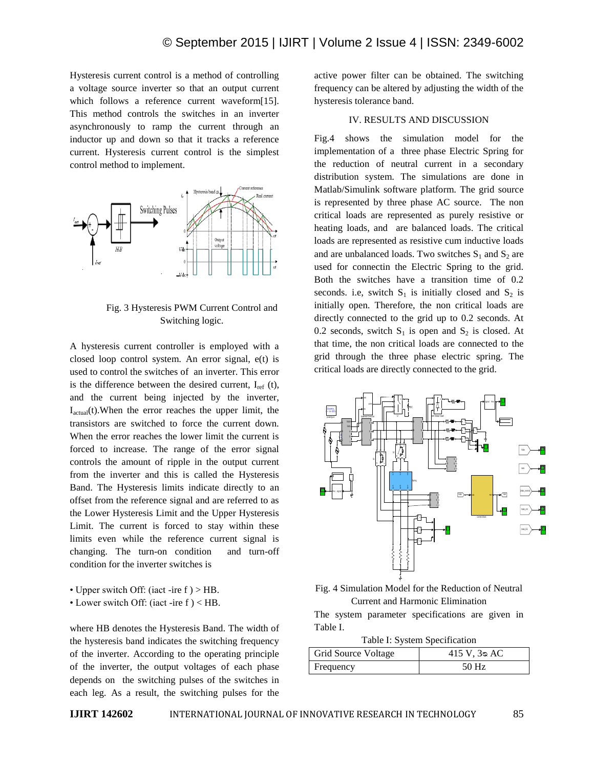Hysteresis current control is a method of controlling a voltage source inverter so that an output current which follows a reference current waveform[15]. This method controls the switches in an inverter asynchronously to ramp the current through an inductor up and down so that it tracks a reference current. Hysteresis current control is the simplest control method to implement.

Fig. 3 Hysteresis PWM Current Control and Switching logic.

A hysteresis current controller is employed with a closed loop control system. An error signal, e(t) is used to control the switches of an inverter. This error is the difference between the desired current, $I_{ref}$ (t), and the current being injected by the inverter, $I_{actual}$(t).When the error reaches the upper limit, the transistors are switched to force the current down. When the error reaches the lower limit the current is forced to increase. The range of the error signal controls the amount of ripple in the output current from the inverter and this is called the Hysteresis Band. The Hysteresis limits indicate directly to an offset from the reference signal and are referred to as the Lower Hysteresis Limit and the Upper Hysteresis Limit. The current is forced to stay within these limits even while the reference current signal is changing. The turn-on condition and turn-off condition for the inverter switches is

- Upper switch Off: (iact -ire f ) > HB.
- Lower switch Off: (iact -ire f ) < HB.

where HB denotes the Hysteresis Band. The width of the hysteresis band indicates the switching frequency of the inverter. According to the operating principle of the inverter, the output voltages of each phase depends on the switching pulses of the switches in each leg. As a result, the switching pulses for the active power filter can be obtained. The switching frequency can be altered by adjusting the width of the hysteresis tolerance band.

## IV. RESULTS AND DISCUSSION

Fig.4 shows the simulation model for the implementation of a three phase Electric Spring for the reduction of neutral current in a secondary distribution system. The simulations are done in Matlab/Simulink software platform. The grid source is represented by three phase AC source. The non critical loads are represented as purely resistive or heating loads, and are balanced loads. The critical loads are represented as resistive cum inductive loads and are unbalanced loads. Two switches $S_1$ and $S_2$ are used for connectin the Electric Spring to the grid. Both the switches have a transition time of 0.2 seconds. i.e, switch $S_1$ is initially closed and $S_2$ is initially open. Therefore, the non critical loads are directly connected to the grid up to 0.2 seconds. At 0.2 seconds, switch $S_1$ is open and $S_2$ is closed. At that time, the non critical loads are connected to the grid through the three phase electric spring. The critical loads are directly connected to the grid.

Fig. 4 Simulation Model for the Reduction of Neutral Current and Harmonic Elimination

The system parameter specifications are given in Table I.

Table I: System Specification

| Grid Source Voltage | 415 V, 3ϕ AC |
|---|---|
| Frequency | 50 Hz |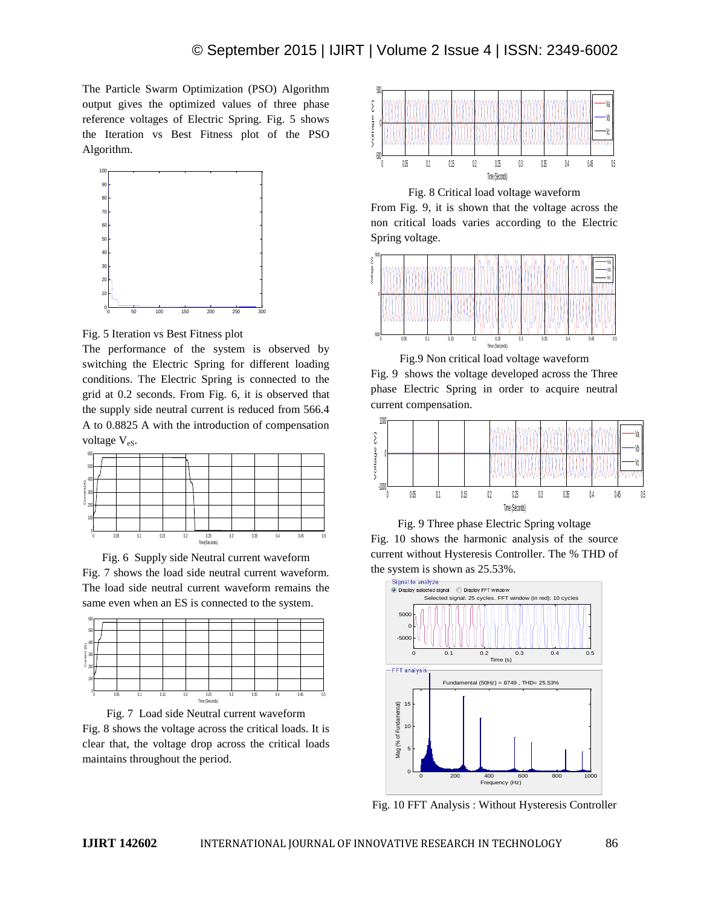The Particle Swarm Optimization (PSO) Algorithm output gives the optimized values of three phase reference voltages of Electric Spring. Fig. 5 shows the Iteration vs Best Fitness plot of the PSO Algorithm.

Fig. 5 Iteration vs Best Fitness plot

The performance of the system is observed by switching the Electric Spring for different loading conditions. The Electric Spring is connected to the grid at 0.2 seconds. From Fig. 6, it is observed that the supply side neutral current is reduced from 566.4 A to 0.8825 A with the introduction of compensation voltage $V_{eS}$.

Fig. 6 Supply side Neutral current waveform

Fig. 7 shows the load side neutral current waveform. The load side neutral current waveform remains the same even when an ES is connected to the system.

Fig. 7 Load side Neutral current waveform

Fig. 8 shows the voltage across the critical loads. It is clear that, the voltage drop across the critical loads maintains throughout the period.

Fig. 8 Critical load voltage waveform

From Fig. 9, it is shown that the voltage across the non critical loads varies according to the Electric Spring voltage.

Fig.9 Non critical load voltage waveform

Fig. 9 shows the voltage developed across the Three phase Electric Spring in order to acquire neutral current compensation.

Fig. 9 Three phase Electric Spring voltage

Fig. 10 shows the harmonic analysis of the source current without Hysteresis Controller. The % THD of the system is shown as 25.53%.

Fig. 10 FFT Analysis : Without Hysteresis Controller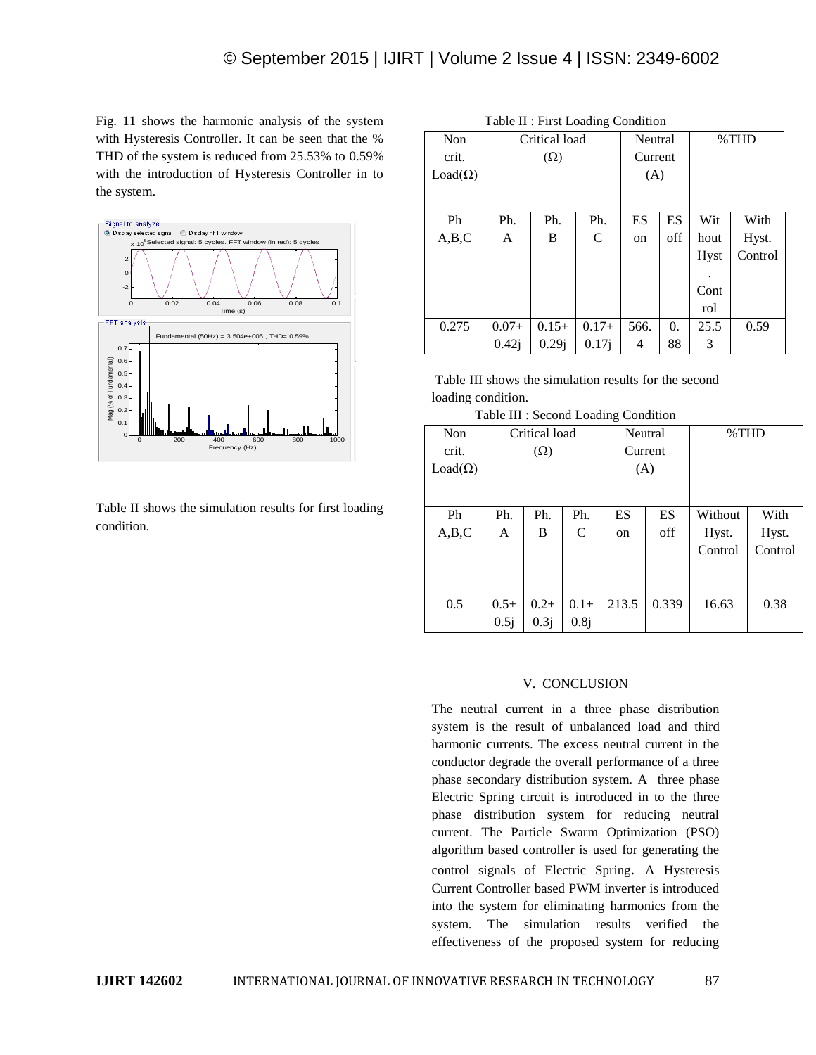Fig. 11 shows the harmonic analysis of the system with Hysteresis Controller. It can be seen that the % THD of the system is reduced from 25.53% to 0.59% with the introduction of Hysteresis Controller in to the system.

Table II shows the simulation results for first loading condition.

Table II : First Loading Condition

| Non crit. Load(Ω) | Critical load (Ω) | | | Neutral Current (A) | | %THD | |
|---|---|---|---|---|---|---|---|
| Ph A,B,C | Ph. A | Ph. B | Ph. C | ES on | ES off | Without Hyst. Control | With Hyst. Control |
| 0.275 | 0.07+ 0.42j | 0.15+ 0.29j | 0.17+ 0.17j | 566.4 | 0.88 | 25.53 | 0.59 |

Table III shows the simulation results for the second loading condition.

Table III : Second Loading Condition

| Non crit. Load(Ω) | Critical load (Ω) | | | Neutral Current (A) | | %THD | |
|---|---|---|---|---|---|---|---|
| Ph A,B,C | Ph. A | Ph. B | Ph. C | ES on | ES off | Without Hyst. Control | With Hyst. Control |
| 0.5 | 0.5+ 0.5j | 0.2+ 0.3j | 0.1+ 0.8j | 213.5 | 0.339 | 16.63 | 0.38 |

## V. CONCLUSION

The neutral current in a three phase distribution system is the result of unbalanced load and third harmonic currents. The excess neutral current in the conductor degrade the overall performance of a three phase secondary distribution system. A three phase Electric Spring circuit is introduced in to the three phase distribution system for reducing neutral current. The Particle Swarm Optimization (PSO) algorithm based controller is used for generating the control signals of Electric Spring. A Hysteresis Current Controller based PWM inverter is introduced into the system for eliminating harmonics from the system. The simulation results verified the effectiveness of the proposed system for reducing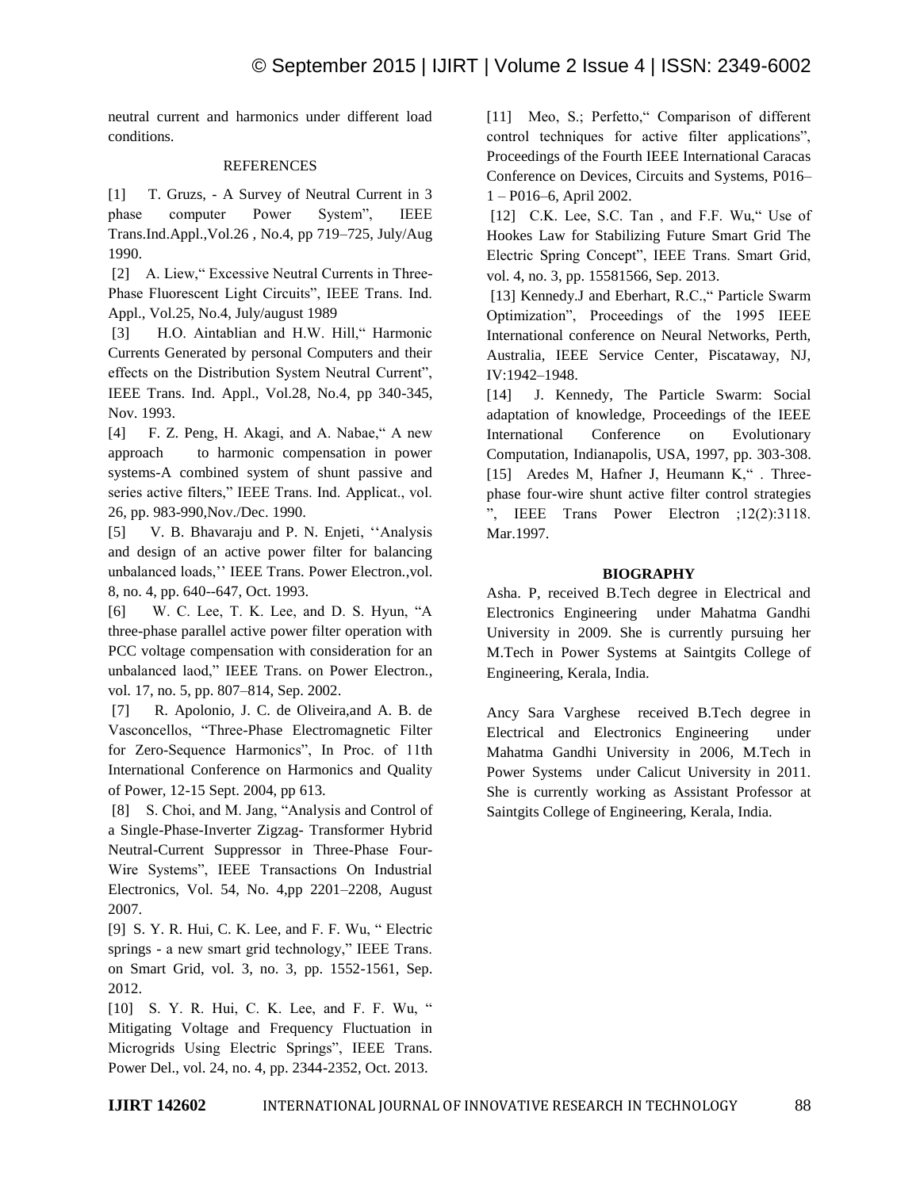neutral current and harmonics under different load conditions.

## REFERENCES

[1] T. Gruzs, - A Survey of Neutral Current in 3 phase computer Power System", IEEE Trans.Ind.Appl.,Vol.26 , No.4, pp 719–725, July/Aug 1990.

[2] A. Liew," Excessive Neutral Currents in Three-Phase Fluorescent Light Circuits", IEEE Trans. Ind. Appl., Vol.25, No.4, July/august 1989

[3] H.O. Aintablian and H.W. Hill," Harmonic Currents Generated by personal Computers and their effects on the Distribution System Neutral Current", IEEE Trans. Ind. Appl., Vol.28, No.4, pp 340-345, Nov. 1993.

[4] F. Z. Peng, H. Akagi, and A. Nabae," A new approach to harmonic compensation in power systems-A combined system of shunt passive and series active filters," IEEE Trans. Ind. Applicat., vol. 26, pp. 983-990,Nov./Dec. 1990.

[5] V. B. Bhavaraju and P. N. Enjeti, ''Analysis and design of an active power filter for balancing unbalanced loads,'' IEEE Trans. Power Electron.,vol. 8, no. 4, pp. 640--647, Oct. 1993.

[6] W. C. Lee, T. K. Lee, and D. S. Hyun, "A three-phase parallel active power filter operation with PCC voltage compensation with consideration for an unbalanced laod," IEEE Trans. on Power Electron., vol. 17, no. 5, pp. 807–814, Sep. 2002.

[7] R. Apolonio, J. C. de Oliveira,and A. B. de Vasconcellos, "Three-Phase Electromagnetic Filter for Zero-Sequence Harmonics", In Proc. of 11th International Conference on Harmonics and Quality of Power, 12-15 Sept. 2004, pp 613.

[8] S. Choi, and M. Jang, "Analysis and Control of a Single-Phase-Inverter Zigzag- Transformer Hybrid Neutral-Current Suppressor in Three-Phase Four-Wire Systems", IEEE Transactions On Industrial Electronics, Vol. 54, No. 4,pp 2201–2208, August 2007.

[9] S. Y. R. Hui, C. K. Lee, and F. F. Wu, " Electric springs - a new smart grid technology," IEEE Trans. on Smart Grid, vol. 3, no. 3, pp. 1552-1561, Sep. 2012.

[10] S. Y. R. Hui, C. K. Lee, and F. F. Wu, " Mitigating Voltage and Frequency Fluctuation in Microgrids Using Electric Springs", IEEE Trans. Power Del., vol. 24, no. 4, pp. 2344-2352, Oct. 2013.

[11] Meo, S.; Perfetto," Comparison of different control techniques for active filter applications", Proceedings of the Fourth IEEE International Caracas Conference on Devices, Circuits and Systems, P016–1 – P016–6, April 2002.

[12] C.K. Lee, S.C. Tan , and F.F. Wu," Use of Hookes Law for Stabilizing Future Smart Grid The Electric Spring Concept", IEEE Trans. Smart Grid, vol. 4, no. 3, pp. 15581566, Sep. 2013.

[13] Kennedy.J and Eberhart, R.C.," Particle Swarm Optimization", Proceedings of the 1995 IEEE International conference on Neural Networks, Perth, Australia, IEEE Service Center, Piscataway, NJ, IV:1942–1948.

[14] J. Kennedy, The Particle Swarm: Social adaptation of knowledge, Proceedings of the IEEE International Conference on Evolutionary Computation, Indianapolis, USA, 1997, pp. 303-308.

[15] Aredes M, Hafner J, Heumann K," . Three-phase four-wire shunt active filter control strategies ", IEEE Trans Power Electron ;12(2):3118. Mar.1997.

## BIOGRAPHY

Asha. P, received B.Tech degree in Electrical and Electronics Engineering under Mahatma Gandhi University in 2009. She is currently pursuing her M.Tech in Power Systems at Saintgits College of Engineering, Kerala, India.

Ancy Sara Varghese received B.Tech degree in Electrical and Electronics Engineering under Mahatma Gandhi University in 2006, M.Tech in Power Systems under Calicut University in 2011. She is currently working as Assistant Professor at Saintgits College of Engineering, Kerala, India.